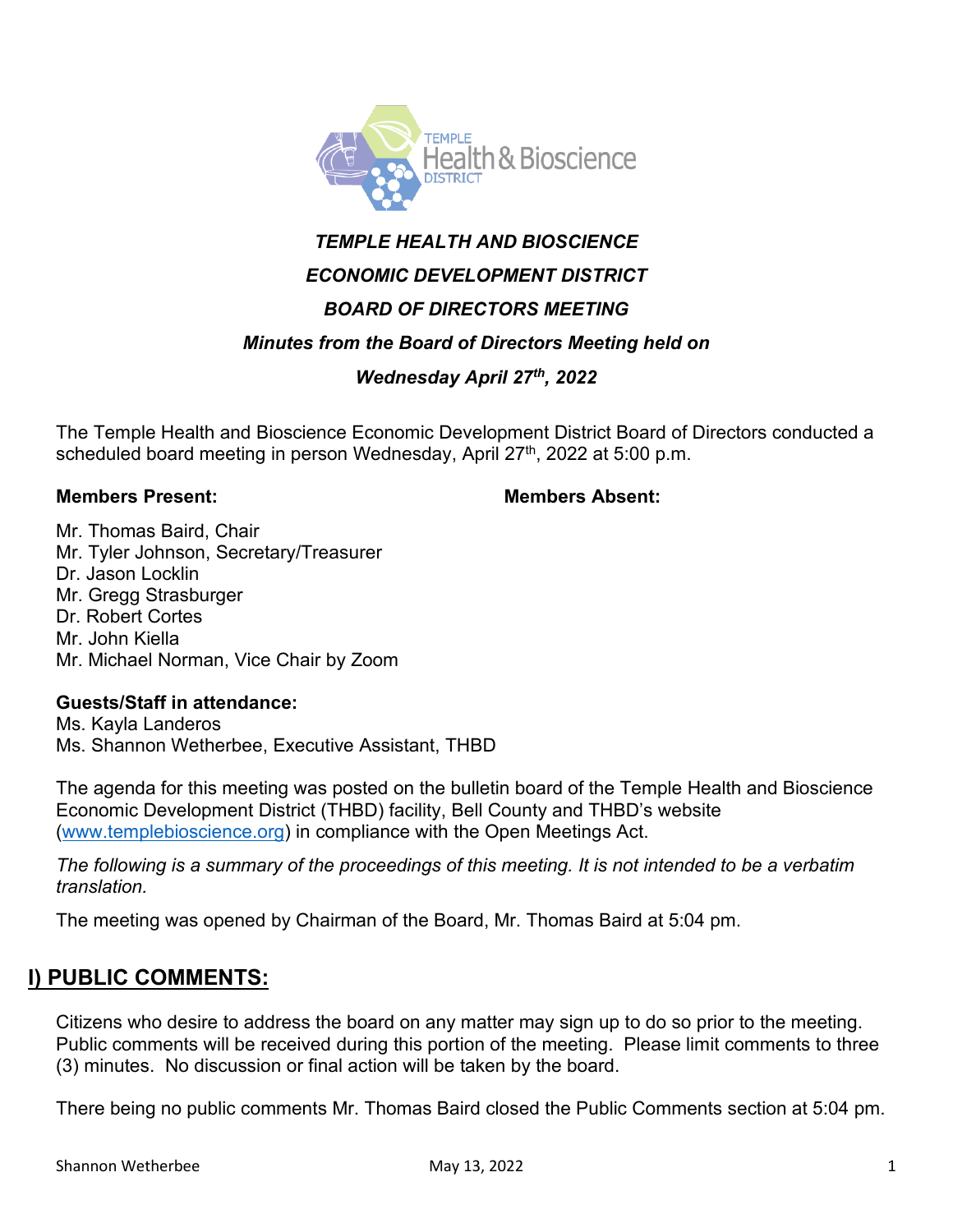***TEMPLE HEALTH AND BIOSCIENCE***

***ECONOMIC DEVELOPMENT DISTRICT***

***BOARD OF DIRECTORS MEETING***

***Minutes from the Board of Directors Meeting held on***

***Wednesday April 27th, 2022***

The Temple Health and Bioscience Economic Development District Board of Directors conducted a scheduled board meeting in person Wednesday, April 27th, 2022 at 5:00 p.m.

**Members Present:**

Mr. Thomas Baird, Chair
Mr. Tyler Johnson, Secretary/Treasurer
Dr. Jason Locklin
Mr. Gregg Strasburger
Dr. Robert Cortes
Mr. John Kiella
Mr. Michael Norman, Vice Chair by Zoom

**Members Absent:**

**Guests/Staff in attendance:**
Ms. Kayla Landeros
Ms. Shannon Wetherbee, Executive Assistant, THBD

The agenda for this meeting was posted on the bulletin board of the Temple Health and Bioscience Economic Development District (THBD) facility, Bell County and THBD's website (www.templebioscience.org) in compliance with the Open Meetings Act.

*The following is a summary of the proceedings of this meeting. It is not intended to be a verbatim translation.*

The meeting was opened by Chairman of the Board, Mr. Thomas Baird at 5:04 pm.

## I) PUBLIC COMMENTS:

Citizens who desire to address the board on any matter may sign up to do so prior to the meeting. Public comments will be received during this portion of the meeting. Please limit comments to three (3) minutes. No discussion or final action will be taken by the board.

There being no public comments Mr. Thomas Baird closed the Public Comments section at 5:04 pm.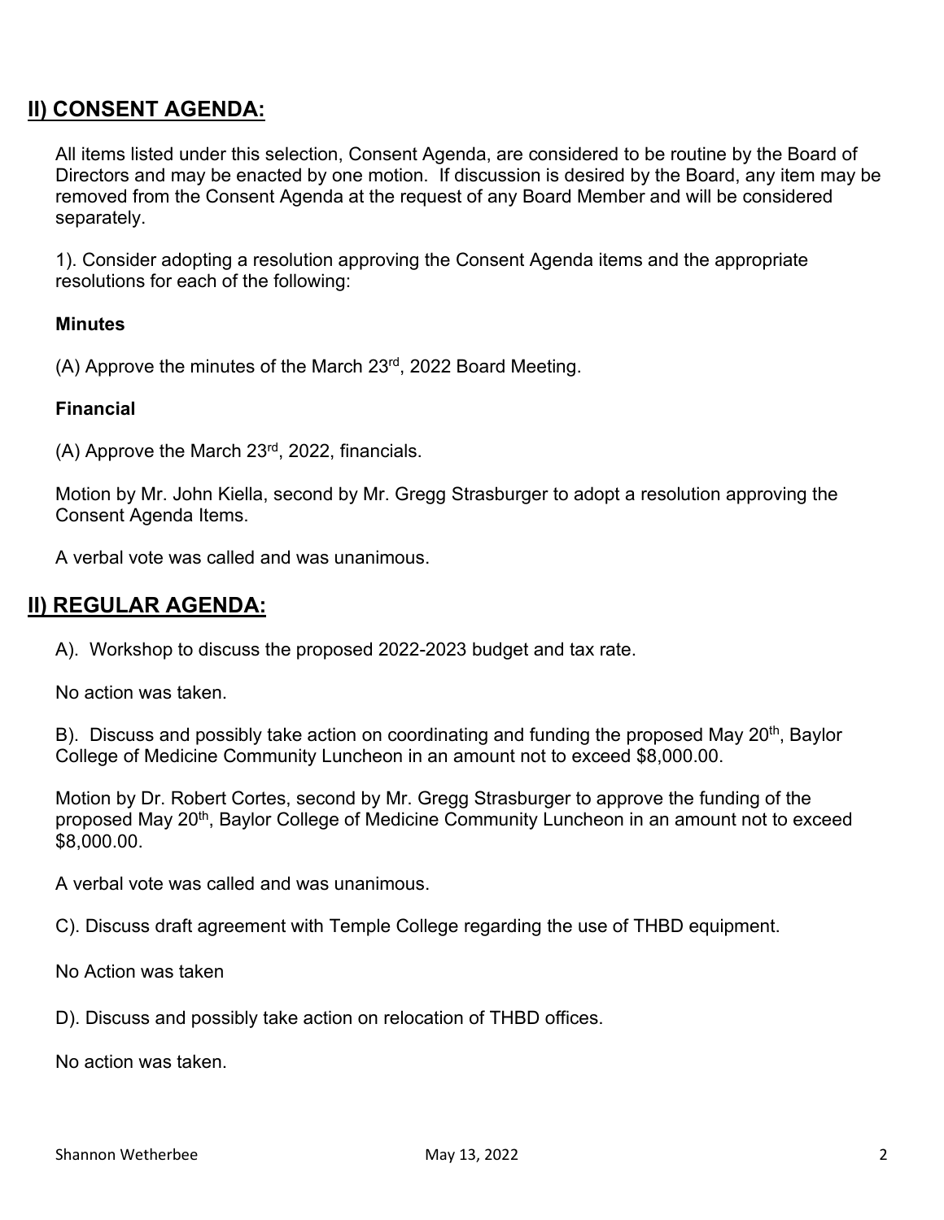## II) CONSENT AGENDA:

All items listed under this selection, Consent Agenda, are considered to be routine by the Board of Directors and may be enacted by one motion. If discussion is desired by the Board, any item may be removed from the Consent Agenda at the request of any Board Member and will be considered separately.

1). Consider adopting a resolution approving the Consent Agenda items and the appropriate resolutions for each of the following:

**Minutes**

(A) Approve the minutes of the March 23rd, 2022 Board Meeting.

**Financial**

(A) Approve the March 23rd, 2022, financials.

Motion by Mr. John Kiella, second by Mr. Gregg Strasburger to adopt a resolution approving the Consent Agenda Items.

A verbal vote was called and was unanimous.

## II) REGULAR AGENDA:

A). Workshop to discuss the proposed 2022-2023 budget and tax rate.

No action was taken.

B). Discuss and possibly take action on coordinating and funding the proposed May 20th, Baylor College of Medicine Community Luncheon in an amount not to exceed $8,000.00.

Motion by Dr. Robert Cortes, second by Mr. Gregg Strasburger to approve the funding of the proposed May 20th, Baylor College of Medicine Community Luncheon in an amount not to exceed $8,000.00.

A verbal vote was called and was unanimous.

C). Discuss draft agreement with Temple College regarding the use of THBD equipment.

No Action was taken

D). Discuss and possibly take action on relocation of THBD offices.

No action was taken.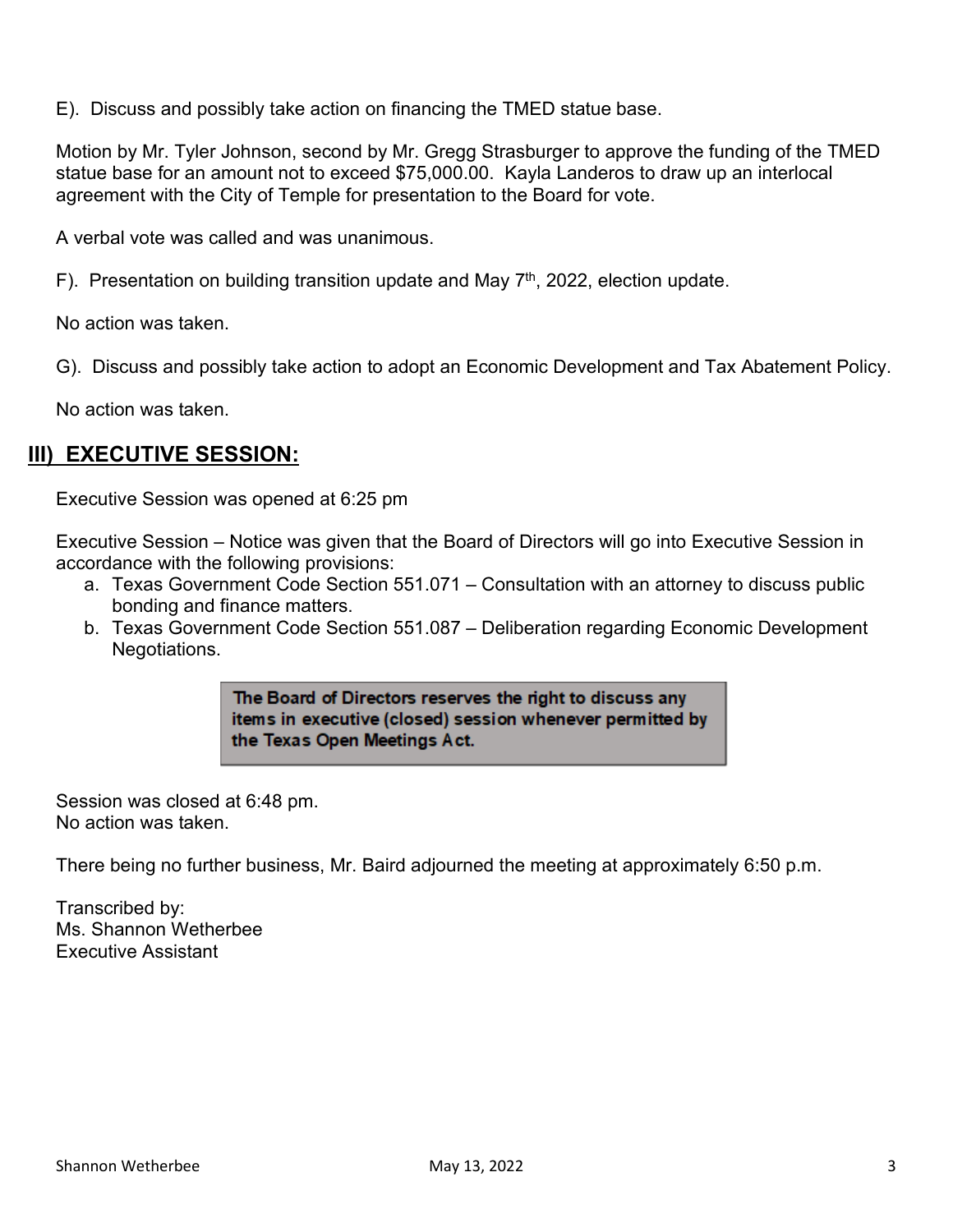E). Discuss and possibly take action on financing the TMED statue base.

Motion by Mr. Tyler Johnson, second by Mr. Gregg Strasburger to approve the funding of the TMED statue base for an amount not to exceed $75,000.00. Kayla Landeros to draw up an interlocal agreement with the City of Temple for presentation to the Board for vote.

A verbal vote was called and was unanimous.

F). Presentation on building transition update and May 7th, 2022, election update.

No action was taken.

G). Discuss and possibly take action to adopt an Economic Development and Tax Abatement Policy.

No action was taken.

## III) EXECUTIVE SESSION:

Executive Session was opened at 6:25 pm

Executive Session – Notice was given that the Board of Directors will go into Executive Session in accordance with the following provisions:

a. Texas Government Code Section 551.071 – Consultation with an attorney to discuss public bonding and finance matters.
b. Texas Government Code Section 551.087 – Deliberation regarding Economic Development Negotiations.

**The Board of Directors reserves the right to discuss any items in executive (closed) session whenever permitted by the Texas Open Meetings Act.**

Session was closed at 6:48 pm.
No action was taken.

There being no further business, Mr. Baird adjourned the meeting at approximately 6:50 p.m.

Transcribed by:
Ms. Shannon Wetherbee
Executive Assistant